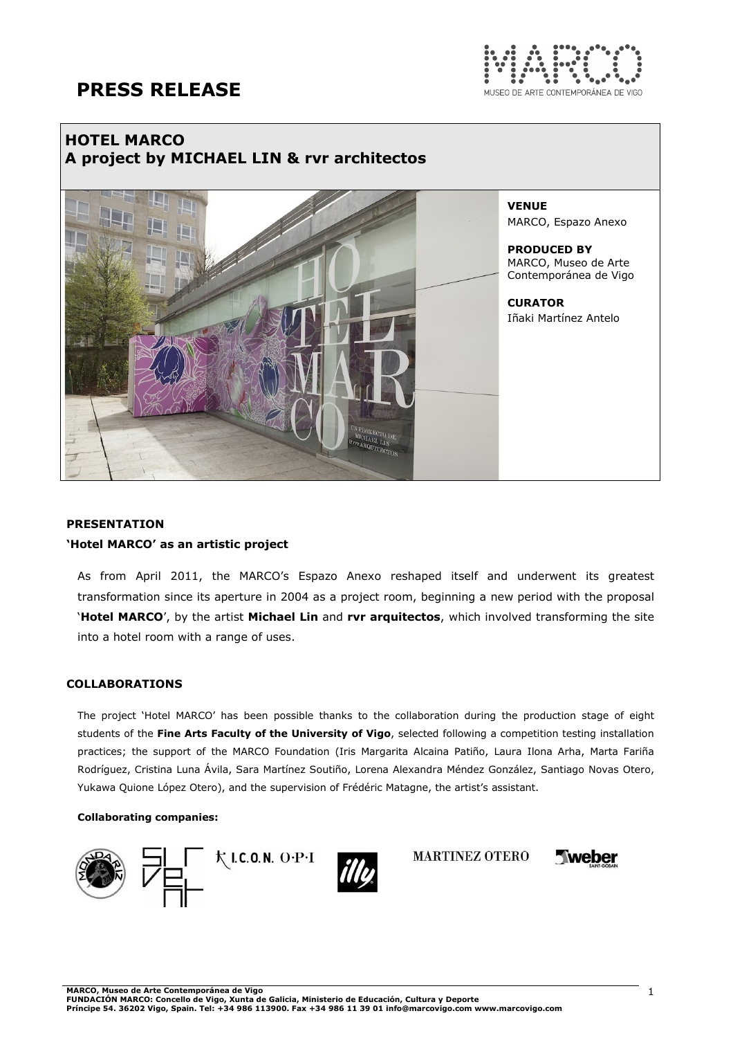# PRESS RELEASE

## HOTEL MARCO
## A project by MICHAEL LIN & rvr architectos

**VENUE**
MARCO, Espazo Anexo

**PRODUCED BY**
MARCO, Museo de Arte Contemporánea de Vigo

**CURATOR**
Iñaki Martínez Antelo

### PRESENTATION

**'Hotel MARCO' as an artistic project**

As from April 2011, the MARCO's Espazo Anexo reshaped itself and underwent its greatest transformation since its aperture in 2004 as a project room, beginning a new period with the proposal '**Hotel MARCO**', by the artist **Michael Lin** and **rvr arquitectos**, which involved transforming the site into a hotel room with a range of uses.

### COLLABORATIONS

The project 'Hotel MARCO' has been possible thanks to the collaboration during the production stage of eight students of the **Fine Arts Faculty of the University of Vigo**, selected following a competition testing installation practices; the support of the MARCO Foundation (Iris Margarita Alcaina Patiño, Laura Ilona Arha, Marta Fariña Rodríguez, Cristina Luna Ávila, Sara Martínez Soutiño, Lorena Alexandra Méndez González, Santiago Novas Otero, Yukawa Quione López Otero), and the supervision of Frédéric Matagne, the artist's assistant.

**Collaborating companies:**

MONDARIZ, SILVENT, I.C.O.N. O·P·I, illy, MARTINEZ OTERO, weber SAINT-GOBAIN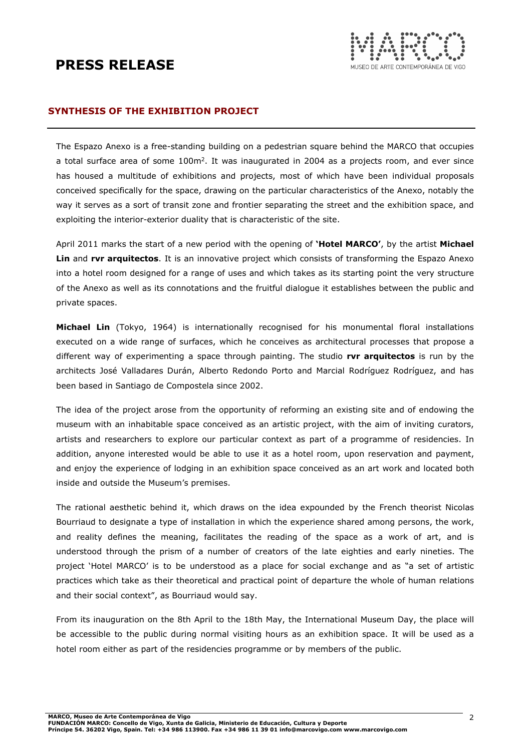# PRESS RELEASE

## SYNTHESIS OF THE EXHIBITION PROJECT

The Espazo Anexo is a free-standing building on a pedestrian square behind the MARCO that occupies a total surface area of some 100m². It was inaugurated in 2004 as a projects room, and ever since has housed a multitude of exhibitions and projects, most of which have been individual proposals conceived specifically for the space, drawing on the particular characteristics of the Anexo, notably the way it serves as a sort of transit zone and frontier separating the street and the exhibition space, and exploiting the interior-exterior duality that is characteristic of the site.

April 2011 marks the start of a new period with the opening of **'Hotel MARCO'**, by the artist **Michael Lin** and **rvr arquitectos**. It is an innovative project which consists of transforming the Espazo Anexo into a hotel room designed for a range of uses and which takes as its starting point the very structure of the Anexo as well as its connotations and the fruitful dialogue it establishes between the public and private spaces.

**Michael Lin** (Tokyo, 1964) is internationally recognised for his monumental floral installations executed on a wide range of surfaces, which he conceives as architectural processes that propose a different way of experimenting a space through painting. The studio **rvr arquitectos** is run by the architects José Valladares Durán, Alberto Redondo Porto and Marcial Rodríguez Rodríguez, and has been based in Santiago de Compostela since 2002.

The idea of the project arose from the opportunity of reforming an existing site and of endowing the museum with an inhabitable space conceived as an artistic project, with the aim of inviting curators, artists and researchers to explore our particular context as part of a programme of residencies. In addition, anyone interested would be able to use it as a hotel room, upon reservation and payment, and enjoy the experience of lodging in an exhibition space conceived as an art work and located both inside and outside the Museum's premises.

The rational aesthetic behind it, which draws on the idea expounded by the French theorist Nicolas Bourriaud to designate a type of installation in which the experience shared among persons, the work, and reality defines the meaning, facilitates the reading of the space as a work of art, and is understood through the prism of a number of creators of the late eighties and early nineties. The project 'Hotel MARCO' is to be understood as a place for social exchange and as "a set of artistic practices which take as their theoretical and practical point of departure the whole of human relations and their social context", as Bourriaud would say.

From its inauguration on the 8th April to the 18th May, the International Museum Day, the place will be accessible to the public during normal visiting hours as an exhibition space. It will be used as a hotel room either as part of the residencies programme or by members of the public.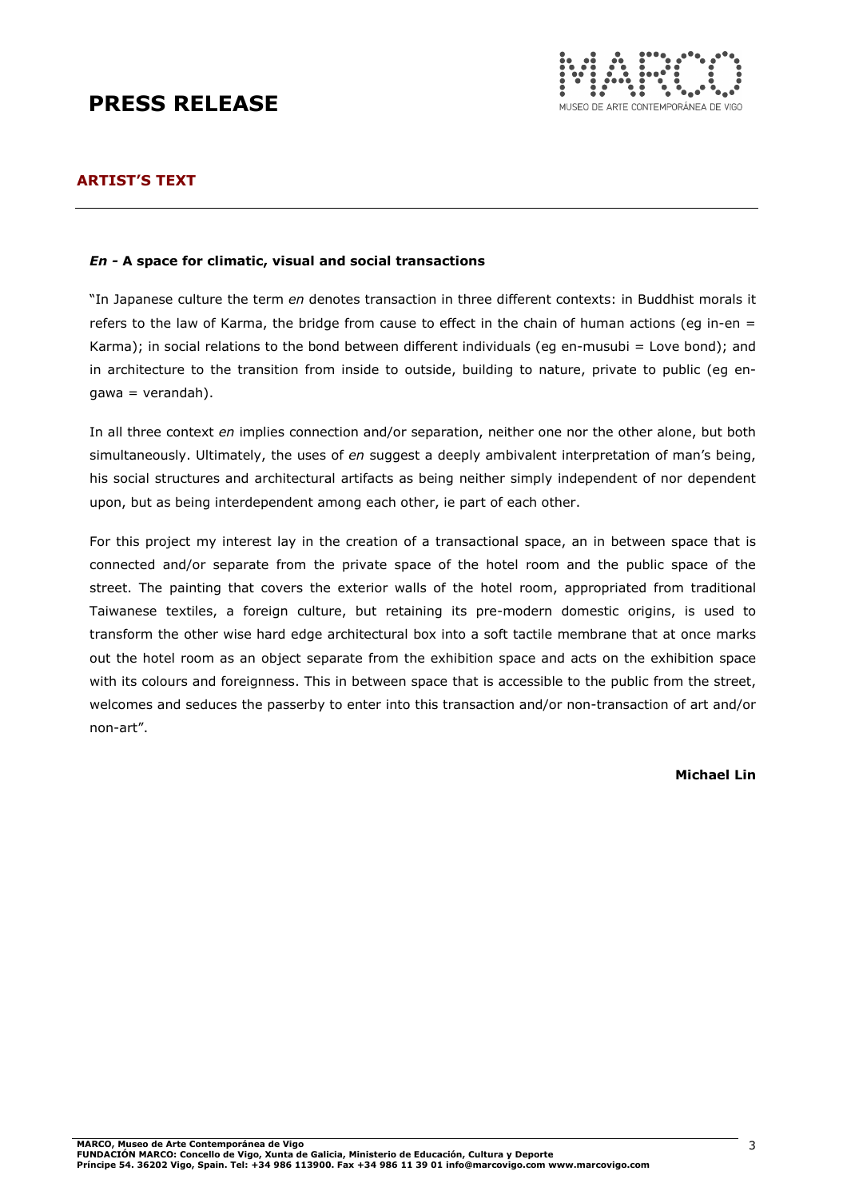# PRESS RELEASE

## ARTIST'S TEXT

***En* - A space for climatic, visual and social transactions**

"In Japanese culture the term *en* denotes transaction in three different contexts: in Buddhist morals it refers to the law of Karma, the bridge from cause to effect in the chain of human actions (eg in-en = Karma); in social relations to the bond between different individuals (eg en-musubi = Love bond); and in architecture to the transition from inside to outside, building to nature, private to public (eg en-gawa = verandah).

In all three context *en* implies connection and/or separation, neither one nor the other alone, but both simultaneously. Ultimately, the uses of *en* suggest a deeply ambivalent interpretation of man's being, his social structures and architectural artifacts as being neither simply independent of nor dependent upon, but as being interdependent among each other, ie part of each other.

For this project my interest lay in the creation of a transactional space, an in between space that is connected and/or separate from the private space of the hotel room and the public space of the street. The painting that covers the exterior walls of the hotel room, appropriated from traditional Taiwanese textiles, a foreign culture, but retaining its pre-modern domestic origins, is used to transform the other wise hard edge architectural box into a soft tactile membrane that at once marks out the hotel room as an object separate from the exhibition space and acts on the exhibition space with its colours and foreignness. This in between space that is accessible to the public from the street, welcomes and seduces the passerby to enter into this transaction and/or non-transaction of art and/or non-art".

**Michael Lin**

**MARCO, Museo de Arte Contemporánea de Vigo**
**FUNDACIÓN MARCO: Concello de Vigo, Xunta de Galicia, Ministerio de Educación, Cultura y Deporte**
**Príncipe 54. 36202 Vigo, Spain. Tel: +34 986 113900. Fax +34 986 11 39 01 info@marcovigo.com www.marcovigo.com**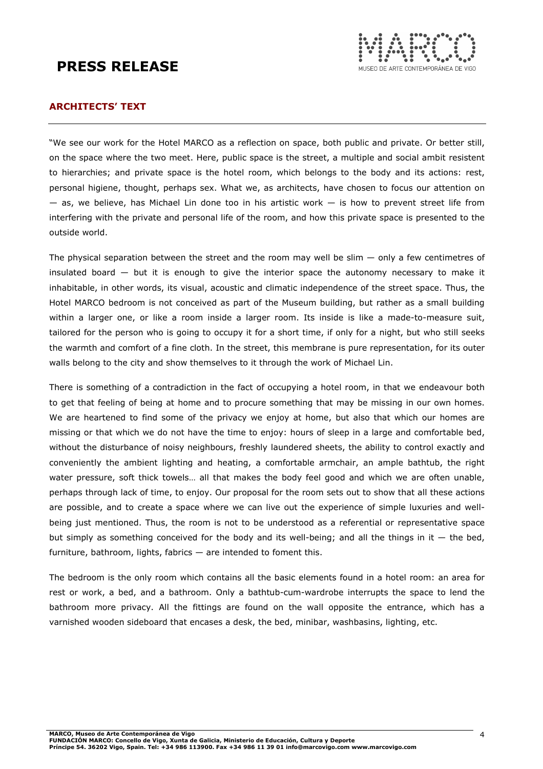# PRESS RELEASE

## ARCHITECTS' TEXT

"We see our work for the Hotel MARCO as a reflection on space, both public and private. Or better still, on the space where the two meet. Here, public space is the street, a multiple and social ambit resistent to hierarchies; and private space is the hotel room, which belongs to the body and its actions: rest, personal higiene, thought, perhaps sex. What we, as architects, have chosen to focus our attention on — as, we believe, has Michael Lin done too in his artistic work — is how to prevent street life from interfering with the private and personal life of the room, and how this private space is presented to the outside world.

The physical separation between the street and the room may well be slim — only a few centimetres of insulated board — but it is enough to give the interior space the autonomy necessary to make it inhabitable, in other words, its visual, acoustic and climatic independence of the street space. Thus, the Hotel MARCO bedroom is not conceived as part of the Museum building, but rather as a small building within a larger one, or like a room inside a larger room. Its inside is like a made-to-measure suit, tailored for the person who is going to occupy it for a short time, if only for a night, but who still seeks the warmth and comfort of a fine cloth. In the street, this membrane is pure representation, for its outer walls belong to the city and show themselves to it through the work of Michael Lin.

There is something of a contradiction in the fact of occupying a hotel room, in that we endeavour both to get that feeling of being at home and to procure something that may be missing in our own homes. We are heartened to find some of the privacy we enjoy at home, but also that which our homes are missing or that which we do not have the time to enjoy: hours of sleep in a large and comfortable bed, without the disturbance of noisy neighbours, freshly laundered sheets, the ability to control exactly and conveniently the ambient lighting and heating, a comfortable armchair, an ample bathtub, the right water pressure, soft thick towels… all that makes the body feel good and which we are often unable, perhaps through lack of time, to enjoy. Our proposal for the room sets out to show that all these actions are possible, and to create a space where we can live out the experience of simple luxuries and well-being just mentioned. Thus, the room is not to be understood as a referential or representative space but simply as something conceived for the body and its well-being; and all the things in it — the bed, furniture, bathroom, lights, fabrics — are intended to foment this.

The bedroom is the only room which contains all the basic elements found in a hotel room: an area for rest or work, a bed, and a bathroom. Only a bathtub-cum-wardrobe interrupts the space to lend the bathroom more privacy. All the fittings are found on the wall opposite the entrance, which has a varnished wooden sideboard that encases a desk, the bed, minibar, washbasins, lighting, etc.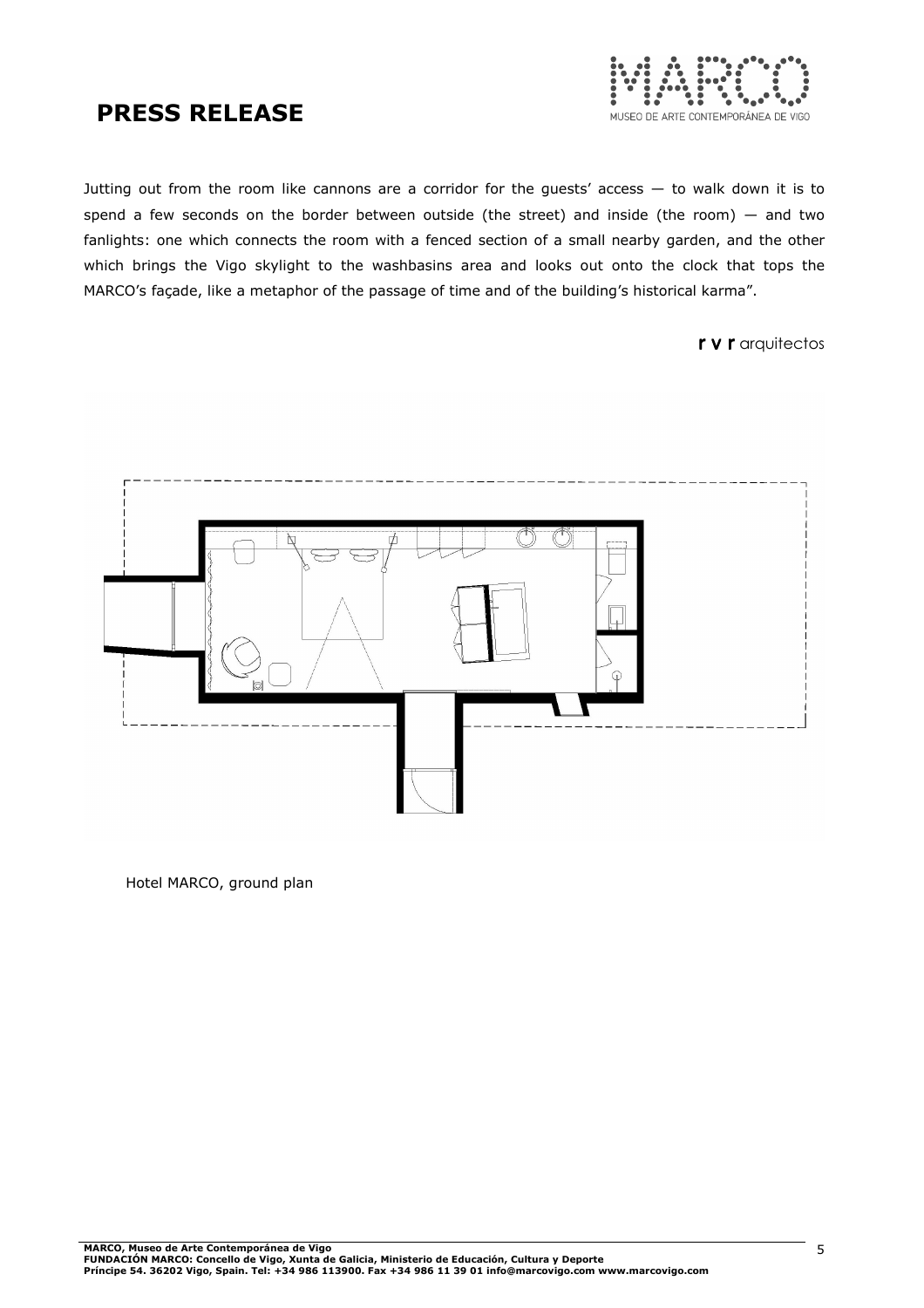Jutting out from the room like cannons are a corridor for the guests' access — to walk down it is to spend a few seconds on the border between outside (the street) and inside (the room) — and two fanlights: one which connects the room with a fenced section of a small nearby garden, and the other which brings the Vigo skylight to the washbasins area and looks out onto the clock that tops the MARCO's façade, like a metaphor of the passage of time and of the building's historical karma".

**r v r** arquitectos

Hotel MARCO, ground plan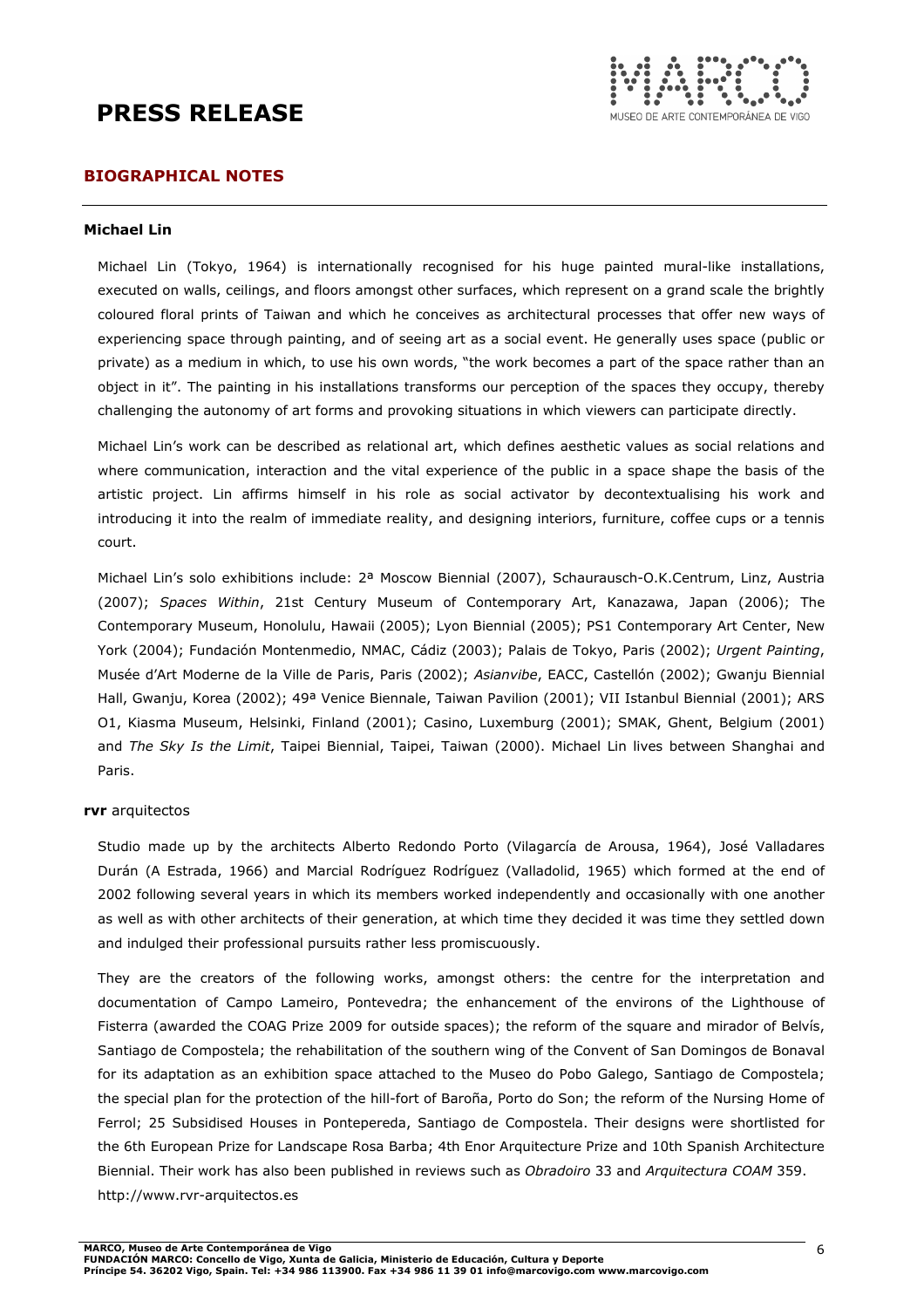# PRESS RELEASE

## BIOGRAPHICAL NOTES

### Michael Lin

Michael Lin (Tokyo, 1964) is internationally recognised for his huge painted mural-like installations, executed on walls, ceilings, and floors amongst other surfaces, which represent on a grand scale the brightly coloured floral prints of Taiwan and which he conceives as architectural processes that offer new ways of experiencing space through painting, and of seeing art as a social event. He generally uses space (public or private) as a medium in which, to use his own words, "the work becomes a part of the space rather than an object in it". The painting in his installations transforms our perception of the spaces they occupy, thereby challenging the autonomy of art forms and provoking situations in which viewers can participate directly.

Michael Lin's work can be described as relational art, which defines aesthetic values as social relations and where communication, interaction and the vital experience of the public in a space shape the basis of the artistic project. Lin affirms himself in his role as social activator by decontextualising his work and introducing it into the realm of immediate reality, and designing interiors, furniture, coffee cups or a tennis court.

Michael Lin's solo exhibitions include: 2ª Moscow Biennial (2007), Schaurausch-O.K.Centrum, Linz, Austria (2007); *Spaces Within*, 21st Century Museum of Contemporary Art, Kanazawa, Japan (2006); The Contemporary Museum, Honolulu, Hawaii (2005); Lyon Biennial (2005); PS1 Contemporary Art Center, New York (2004); Fundación Montenmedio, NMAC, Cádiz (2003); Palais de Tokyo, Paris (2002); *Urgent Painting*, Musée d'Art Moderne de la Ville de Paris, Paris (2002); *Asianvibe*, EACC, Castellón (2002); Gwanju Biennial Hall, Gwanju, Korea (2002); 49ª Venice Biennale, Taiwan Pavilion (2001); VII Istanbul Biennial (2001); ARS O1, Kiasma Museum, Helsinki, Finland (2001); Casino, Luxemburg (2001); SMAK, Ghent, Belgium (2001) and *The Sky Is the Limit*, Taipei Biennial, Taipei, Taiwan (2000). Michael Lin lives between Shanghai and Paris.

### **rvr** arquitectos

Studio made up by the architects Alberto Redondo Porto (Vilagarcía de Arousa, 1964), José Valladares Durán (A Estrada, 1966) and Marcial Rodríguez Rodríguez (Valladolid, 1965) which formed at the end of 2002 following several years in which its members worked independently and occasionally with one another as well as with other architects of their generation, at which time they decided it was time they settled down and indulged their professional pursuits rather less promiscuously.

They are the creators of the following works, amongst others: the centre for the interpretation and documentation of Campo Lameiro, Pontevedra; the enhancement of the environs of the Lighthouse of Fisterra (awarded the COAG Prize 2009 for outside spaces); the reform of the square and mirador of Belvís, Santiago de Compostela; the rehabilitation of the southern wing of the Convent of San Domingos de Bonaval for its adaptation as an exhibition space attached to the Museo do Pobo Galego, Santiago de Compostela; the special plan for the protection of the hill-fort of Baroña, Porto do Son; the reform of the Nursing Home of Ferrol; 25 Subsidised Houses in Pontepereda, Santiago de Compostela. Their designs were shortlisted for the 6th European Prize for Landscape Rosa Barba; 4th Enor Arquitecture Prize and 10th Spanish Architecture Biennial. Their work has also been published in reviews such as *Obradoiro* 33 and *Arquitectura COAM* 359.
http://www.rvr-arquitectos.es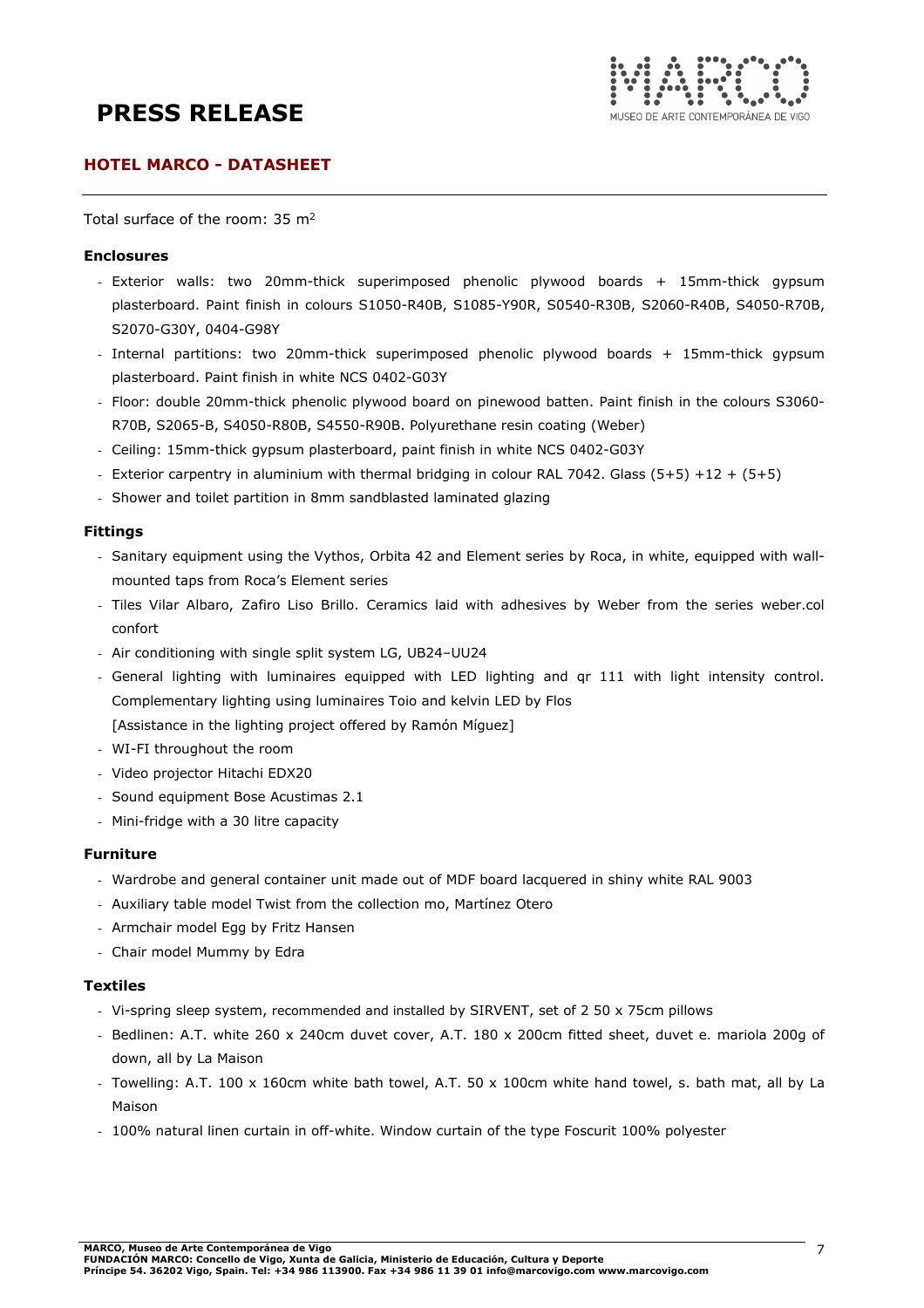# PRESS RELEASE

## HOTEL MARCO - DATASHEET

Total surface of the room: 35 $m^2$

### Enclosures

- Exterior walls: two 20mm-thick superimposed phenolic plywood boards + 15mm-thick gypsum plasterboard. Paint finish in colours S1050-R40B, S1085-Y90R, S0540-R30B, S2060-R40B, S4050-R70B, S2070-G30Y, 0404-G98Y
- Internal partitions: two 20mm-thick superimposed phenolic plywood boards + 15mm-thick gypsum plasterboard. Paint finish in white NCS 0402-G03Y
- Floor: double 20mm-thick phenolic plywood board on pinewood batten. Paint finish in the colours S3060-R70B, S2065-B, S4050-R80B, S4550-R90B. Polyurethane resin coating (Weber)
- Ceiling: 15mm-thick gypsum plasterboard, paint finish in white NCS 0402-G03Y
- Exterior carpentry in aluminium with thermal bridging in colour RAL 7042. Glass (5+5) +12 + (5+5)
- Shower and toilet partition in 8mm sandblasted laminated glazing

### Fittings

- Sanitary equipment using the Vythos, Orbita 42 and Element series by Roca, in white, equipped with wall-mounted taps from Roca's Element series
- Tiles Vilar Albaro, Zafiro Liso Brillo. Ceramics laid with adhesives by Weber from the series weber.col confort
- Air conditioning with single split system LG, UB24–UU24
- General lighting with luminaires equipped with LED lighting and qr 111 with light intensity control. Complementary lighting using luminaires Toio and kelvin LED by Flos
  [Assistance in the lighting project offered by Ramón Míguez]
- WI-FI throughout the room
- Video projector Hitachi EDX20
- Sound equipment Bose Acustimas 2.1
- Mini-fridge with a 30 litre capacity

### Furniture

- Wardrobe and general container unit made out of MDF board lacquered in shiny white RAL 9003
- Auxiliary table model Twist from the collection mo, Martínez Otero
- Armchair model Egg by Fritz Hansen
- Chair model Mummy by Edra

### Textiles

- Vi-spring sleep system, recommended and installed by SIRVENT, set of 2 50 x 75cm pillows
- Bedlinen: A.T. white 260 x 240cm duvet cover, A.T. 180 x 200cm fitted sheet, duvet e. mariola 200g of down, all by La Maison
- Towelling: A.T. 100 x 160cm white bath towel, A.T. 50 x 100cm white hand towel, s. bath mat, all by La Maison
- 100% natural linen curtain in off-white. Window curtain of the type Foscurit 100% polyester

**MARCO, Museo de Arte Contemporánea de Vigo**
**FUNDACIÓN MARCO: Concello de Vigo, Xunta de Galicia, Ministerio de Educación, Cultura y Deporte**
**Príncipe 54. 36202 Vigo, Spain. Tel: +34 986 113900. Fax +34 986 11 39 01 info@marcovigo.com www.marcovigo.com**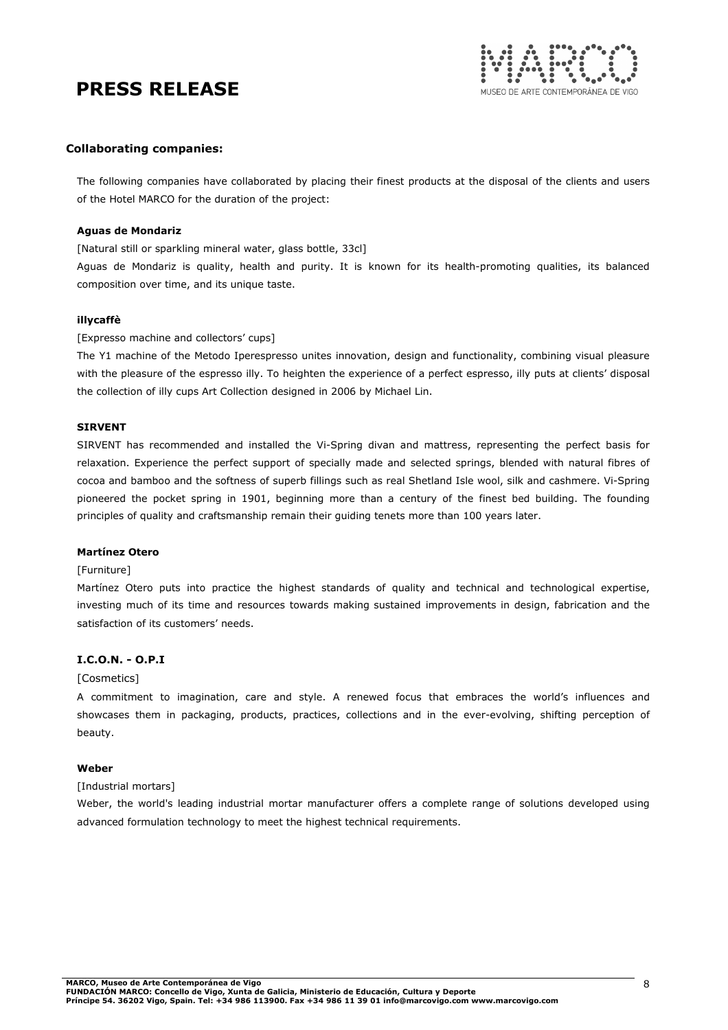## Collaborating companies:

The following companies have collaborated by placing their finest products at the disposal of the clients and users of the Hotel MARCO for the duration of the project:

**Aguas de Mondariz**

[Natural still or sparkling mineral water, glass bottle, 33cl]

Aguas de Mondariz is quality, health and purity. It is known for its health-promoting qualities, its balanced composition over time, and its unique taste.

**illycaffè**

[Expresso machine and collectors' cups]

The Y1 machine of the Metodo Iperespresso unites innovation, design and functionality, combining visual pleasure with the pleasure of the espresso illy. To heighten the experience of a perfect espresso, illy puts at clients' disposal the collection of illy cups Art Collection designed in 2006 by Michael Lin.

**SIRVENT**

SIRVENT has recommended and installed the Vi-Spring divan and mattress, representing the perfect basis for relaxation. Experience the perfect support of specially made and selected springs, blended with natural fibres of cocoa and bamboo and the softness of superb fillings such as real Shetland Isle wool, silk and cashmere. Vi-Spring pioneered the pocket spring in 1901, beginning more than a century of the finest bed building. The founding principles of quality and craftsmanship remain their guiding tenets more than 100 years later.

**Martínez Otero**

[Furniture]

Martínez Otero puts into practice the highest standards of quality and technical and technological expertise, investing much of its time and resources towards making sustained improvements in design, fabrication and the satisfaction of its customers' needs.

**I.C.O.N. - O.P.I**

[Cosmetics]

A commitment to imagination, care and style. A renewed focus that embraces the world's influences and showcases them in packaging, products, practices, collections and in the ever-evolving, shifting perception of beauty.

**Weber**

[Industrial mortars]

Weber, the world's leading industrial mortar manufacturer offers a complete range of solutions developed using advanced formulation technology to meet the highest technical requirements.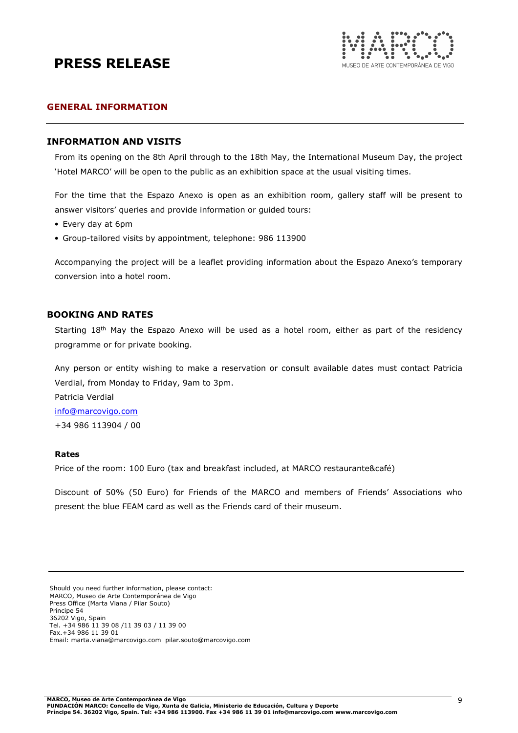# PRESS RELEASE

## GENERAL INFORMATION

### INFORMATION AND VISITS

From its opening on the 8th April through to the 18th May, the International Museum Day, the project 'Hotel MARCO' will be open to the public as an exhibition space at the usual visiting times.

For the time that the Espazo Anexo is open as an exhibition room, gallery staff will be present to answer visitors' queries and provide information or guided tours:

- Every day at 6pm
- Group-tailored visits by appointment, telephone: 986 113900

Accompanying the project will be a leaflet providing information about the Espazo Anexo's temporary conversion into a hotel room.

### BOOKING AND RATES

Starting 18th May the Espazo Anexo will be used as a hotel room, either as part of the residency programme or for private booking.

Any person or entity wishing to make a reservation or consult available dates must contact Patricia Verdial, from Monday to Friday, 9am to 3pm.
Patricia Verdial
info@marcovigo.com
+34 986 113904 / 00

**Rates**

Price of the room: 100 Euro (tax and breakfast included, at MARCO restaurante&café)

Discount of 50% (50 Euro) for Friends of the MARCO and members of Friends' Associations who present the blue FEAM card as well as the Friends card of their museum.

---

Should you need further information, please contact:
MARCO, Museo de Arte Contemporánea de Vigo
Press Office (Marta Viana / Pilar Souto)
Príncipe 54
36202 Vigo, Spain
Tel. +34 986 11 39 08 /11 39 03 / 11 39 00
Fax.+34 986 11 39 01
Email: marta.viana@marcovigo.com pilar.souto@marcovigo.com